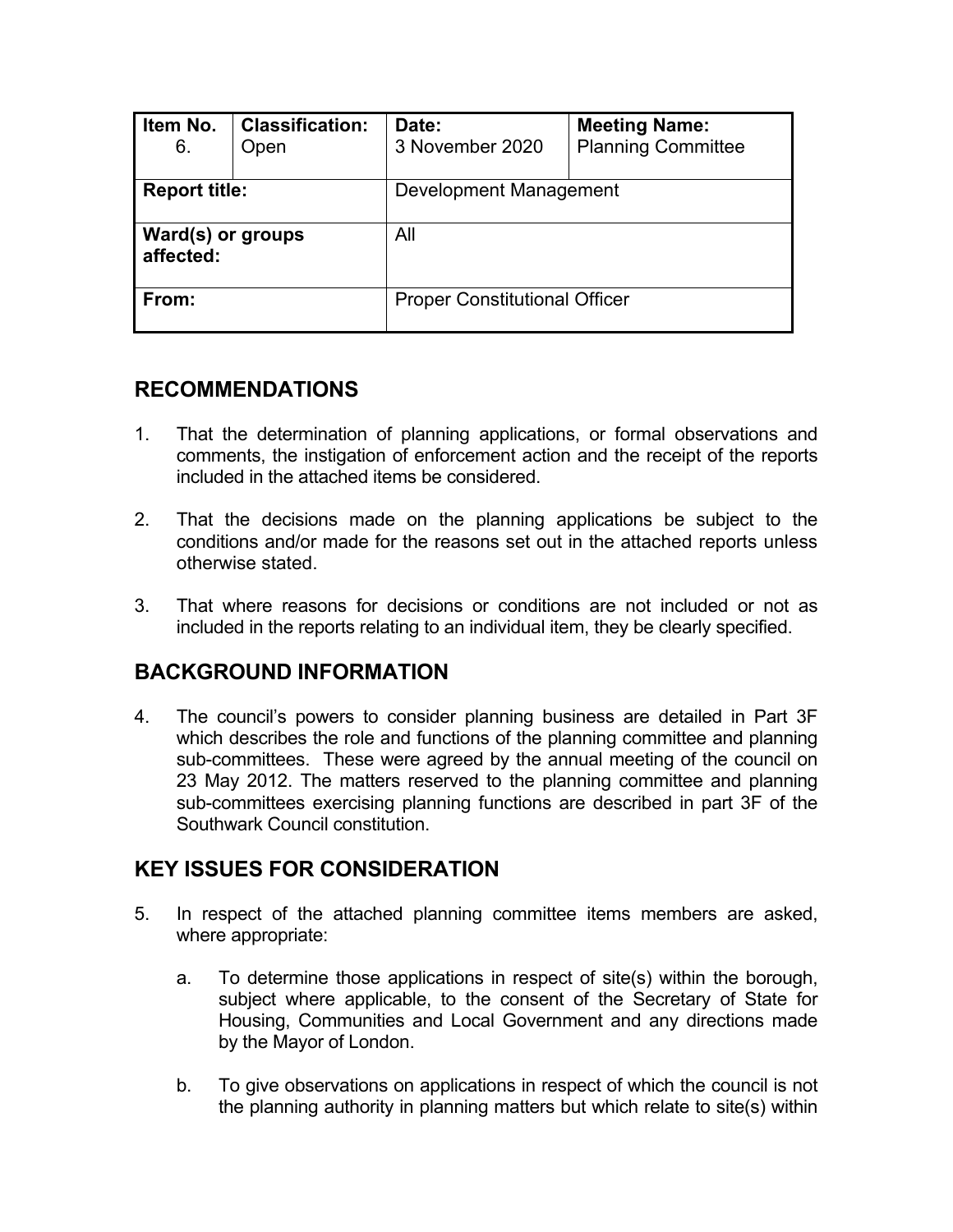| Item No. 6. | Classification: Open | Date: 3 November 2020 | Meeting Name: Planning Committee |
|---|---|---|---|
| **Report title:** | | Development Management | |
| **Ward(s) or groups affected:** | | All | |
| **From:** | | Proper Constitutional Officer | |

## RECOMMENDATIONS

1. That the determination of planning applications, or formal observations and comments, the instigation of enforcement action and the receipt of the reports included in the attached items be considered.

2. That the decisions made on the planning applications be subject to the conditions and/or made for the reasons set out in the attached reports unless otherwise stated.

3. That where reasons for decisions or conditions are not included or not as included in the reports relating to an individual item, they be clearly specified.

## BACKGROUND INFORMATION

4. The council's powers to consider planning business are detailed in Part 3F which describes the role and functions of the planning committee and planning sub-committees. These were agreed by the annual meeting of the council on 23 May 2012. The matters reserved to the planning committee and planning sub-committees exercising planning functions are described in part 3F of the Southwark Council constitution.

## KEY ISSUES FOR CONSIDERATION

5. In respect of the attached planning committee items members are asked, where appropriate:

   a. To determine those applications in respect of site(s) within the borough, subject where applicable, to the consent of the Secretary of State for Housing, Communities and Local Government and any directions made by the Mayor of London.

   b. To give observations on applications in respect of which the council is not the planning authority in planning matters but which relate to site(s) within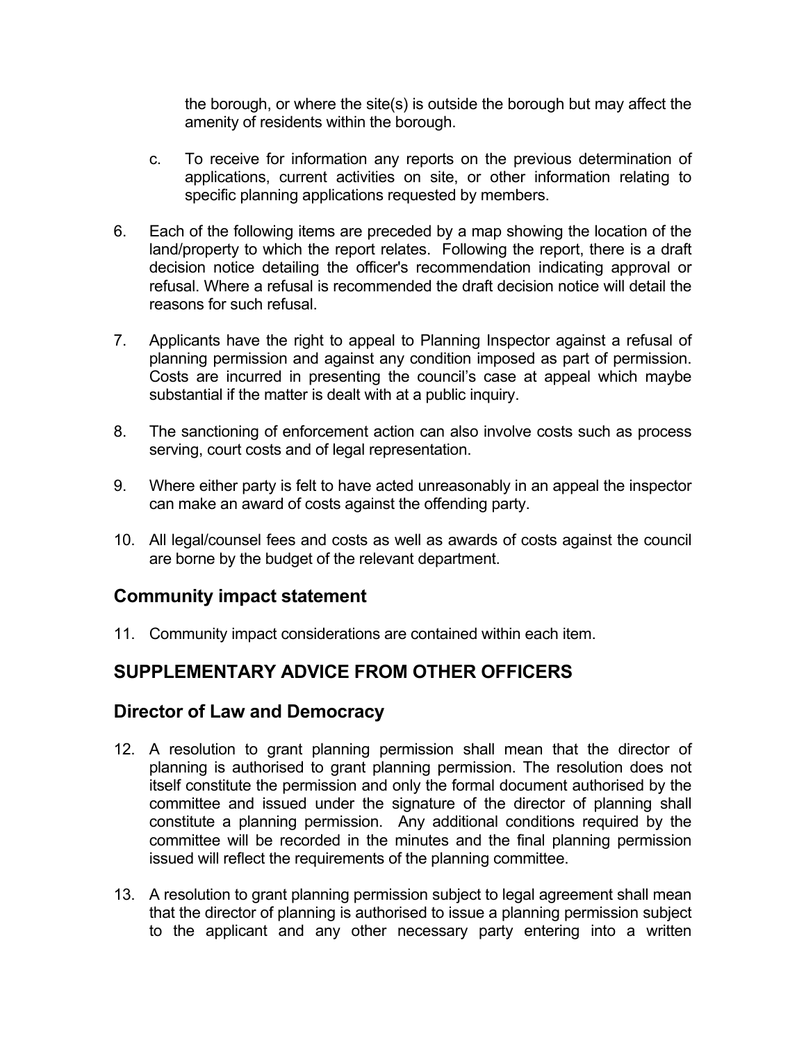the borough, or where the site(s) is outside the borough but may affect the amenity of residents within the borough.

c. To receive for information any reports on the previous determination of applications, current activities on site, or other information relating to specific planning applications requested by members.

6. Each of the following items are preceded by a map showing the location of the land/property to which the report relates. Following the report, there is a draft decision notice detailing the officer's recommendation indicating approval or refusal. Where a refusal is recommended the draft decision notice will detail the reasons for such refusal.

7. Applicants have the right to appeal to Planning Inspector against a refusal of planning permission and against any condition imposed as part of permission. Costs are incurred in presenting the council's case at appeal which maybe substantial if the matter is dealt with at a public inquiry.

8. The sanctioning of enforcement action can also involve costs such as process serving, court costs and of legal representation.

9. Where either party is felt to have acted unreasonably in an appeal the inspector can make an award of costs against the offending party.

10. All legal/counsel fees and costs as well as awards of costs against the council are borne by the budget of the relevant department.

## Community impact statement

11. Community impact considerations are contained within each item.

## SUPPLEMENTARY ADVICE FROM OTHER OFFICERS

## Director of Law and Democracy

12. A resolution to grant planning permission shall mean that the director of planning is authorised to grant planning permission. The resolution does not itself constitute the permission and only the formal document authorised by the committee and issued under the signature of the director of planning shall constitute a planning permission. Any additional conditions required by the committee will be recorded in the minutes and the final planning permission issued will reflect the requirements of the planning committee.

13. A resolution to grant planning permission subject to legal agreement shall mean that the director of planning is authorised to issue a planning permission subject to the applicant and any other necessary party entering into a written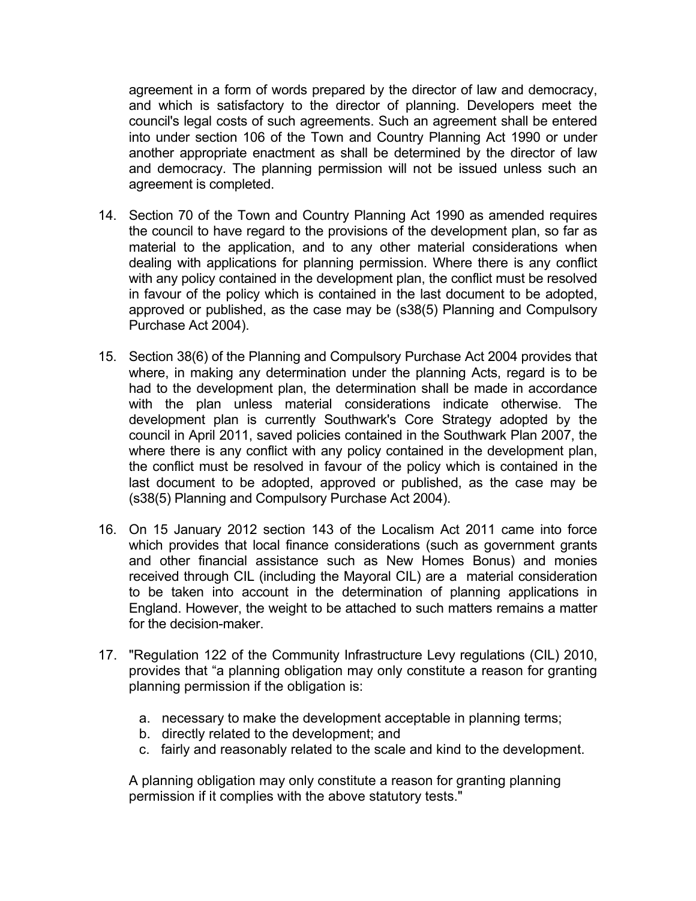agreement in a form of words prepared by the director of law and democracy, and which is satisfactory to the director of planning. Developers meet the council's legal costs of such agreements. Such an agreement shall be entered into under section 106 of the Town and Country Planning Act 1990 or under another appropriate enactment as shall be determined by the director of law and democracy. The planning permission will not be issued unless such an agreement is completed.

14. Section 70 of the Town and Country Planning Act 1990 as amended requires the council to have regard to the provisions of the development plan, so far as material to the application, and to any other material considerations when dealing with applications for planning permission. Where there is any conflict with any policy contained in the development plan, the conflict must be resolved in favour of the policy which is contained in the last document to be adopted, approved or published, as the case may be (s38(5) Planning and Compulsory Purchase Act 2004).

15. Section 38(6) of the Planning and Compulsory Purchase Act 2004 provides that where, in making any determination under the planning Acts, regard is to be had to the development plan, the determination shall be made in accordance with the plan unless material considerations indicate otherwise. The development plan is currently Southwark's Core Strategy adopted by the council in April 2011, saved policies contained in the Southwark Plan 2007, the where there is any conflict with any policy contained in the development plan, the conflict must be resolved in favour of the policy which is contained in the last document to be adopted, approved or published, as the case may be (s38(5) Planning and Compulsory Purchase Act 2004).

16. On 15 January 2012 section 143 of the Localism Act 2011 came into force which provides that local finance considerations (such as government grants and other financial assistance such as New Homes Bonus) and monies received through CIL (including the Mayoral CIL) are a material consideration to be taken into account in the determination of planning applications in England. However, the weight to be attached to such matters remains a matter for the decision-maker.

17. "Regulation 122 of the Community Infrastructure Levy regulations (CIL) 2010, provides that "a planning obligation may only constitute a reason for granting planning permission if the obligation is:

    a. necessary to make the development acceptable in planning terms;
    b. directly related to the development; and
    c. fairly and reasonably related to the scale and kind to the development.

    A planning obligation may only constitute a reason for granting planning permission if it complies with the above statutory tests."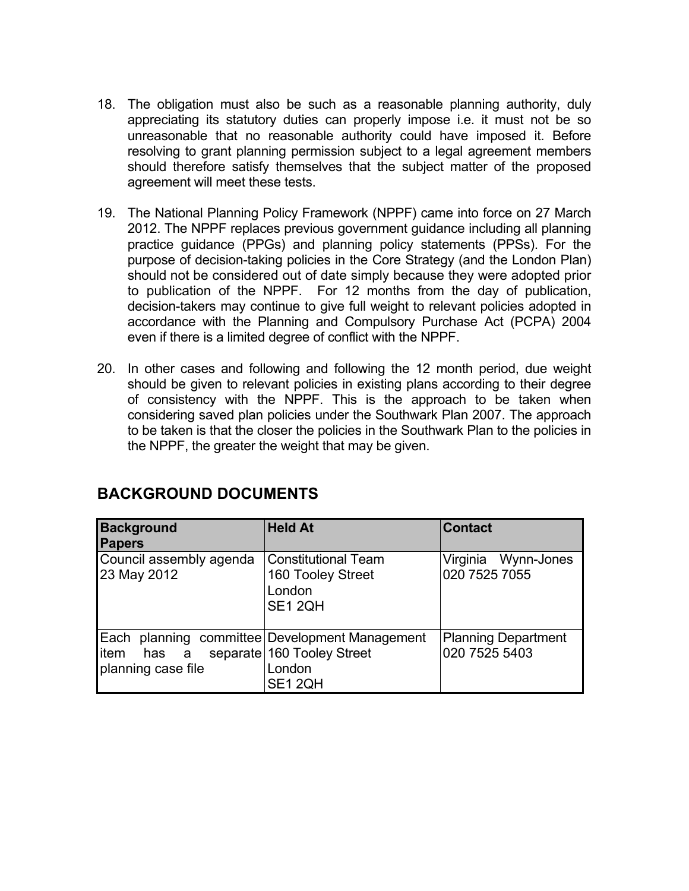18. The obligation must also be such as a reasonable planning authority, duly appreciating its statutory duties can properly impose i.e. it must not be so unreasonable that no reasonable authority could have imposed it. Before resolving to grant planning permission subject to a legal agreement members should therefore satisfy themselves that the subject matter of the proposed agreement will meet these tests.

19. The National Planning Policy Framework (NPPF) came into force on 27 March 2012. The NPPF replaces previous government guidance including all planning practice guidance (PPGs) and planning policy statements (PPSs). For the purpose of decision-taking policies in the Core Strategy (and the London Plan) should not be considered out of date simply because they were adopted prior to publication of the NPPF. For 12 months from the day of publication, decision-takers may continue to give full weight to relevant policies adopted in accordance with the Planning and Compulsory Purchase Act (PCPA) 2004 even if there is a limited degree of conflict with the NPPF.

20. In other cases and following and following the 12 month period, due weight should be given to relevant policies in existing plans according to their degree of consistency with the NPPF. This is the approach to be taken when considering saved plan policies under the Southwark Plan 2007. The approach to be taken is that the closer the policies in the Southwark Plan to the policies in the NPPF, the greater the weight that may be given.

## BACKGROUND DOCUMENTS

| Background Papers | Held At | Contact |
|---|---|---|
| Council assembly agenda 23 May 2012 | Constitutional Team<br>160 Tooley Street<br>London<br>SE1 2QH | Virginia Wynn-Jones<br>020 7525 7055 |
| Each planning committee item has a separate planning case file | Development Management<br>160 Tooley Street<br>London<br>SE1 2QH | Planning Department<br>020 7525 5403 |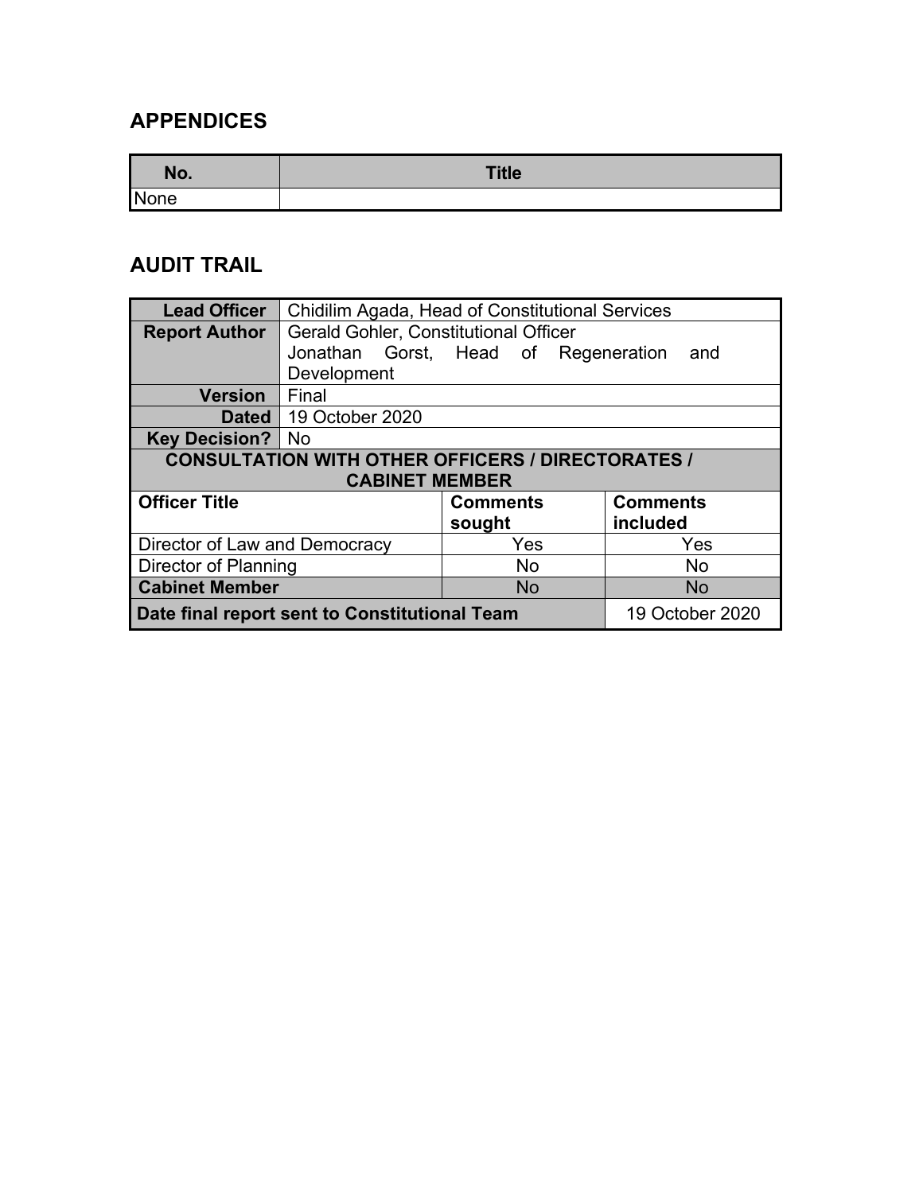## APPENDICES

| No. | Title |
| --- | --- |
| None | |

## AUDIT TRAIL

| | | | |
| --- | --- | --- | --- |
| **Lead Officer** | Chidilim Agada, Head of Constitutional Services | | |
| **Report Author** | Gerald Gohler, Constitutional Officer<br>Jonathan Gorst, Head of Regeneration and Development | | |
| **Version** | Final | | |
| **Dated** | 19 October 2020 | | |
| **Key Decision?** | No | | |
| **CONSULTATION WITH OTHER OFFICERS / DIRECTORATES / CABINET MEMBER** | | | |
| **Officer Title** | | **Comments sought** | **Comments included** |
| Director of Law and Democracy | | Yes | Yes |
| Director of Planning | | No | No |
| **Cabinet Member** | | No | No |
| **Date final report sent to Constitutional Team** | | | 19 October 2020 |